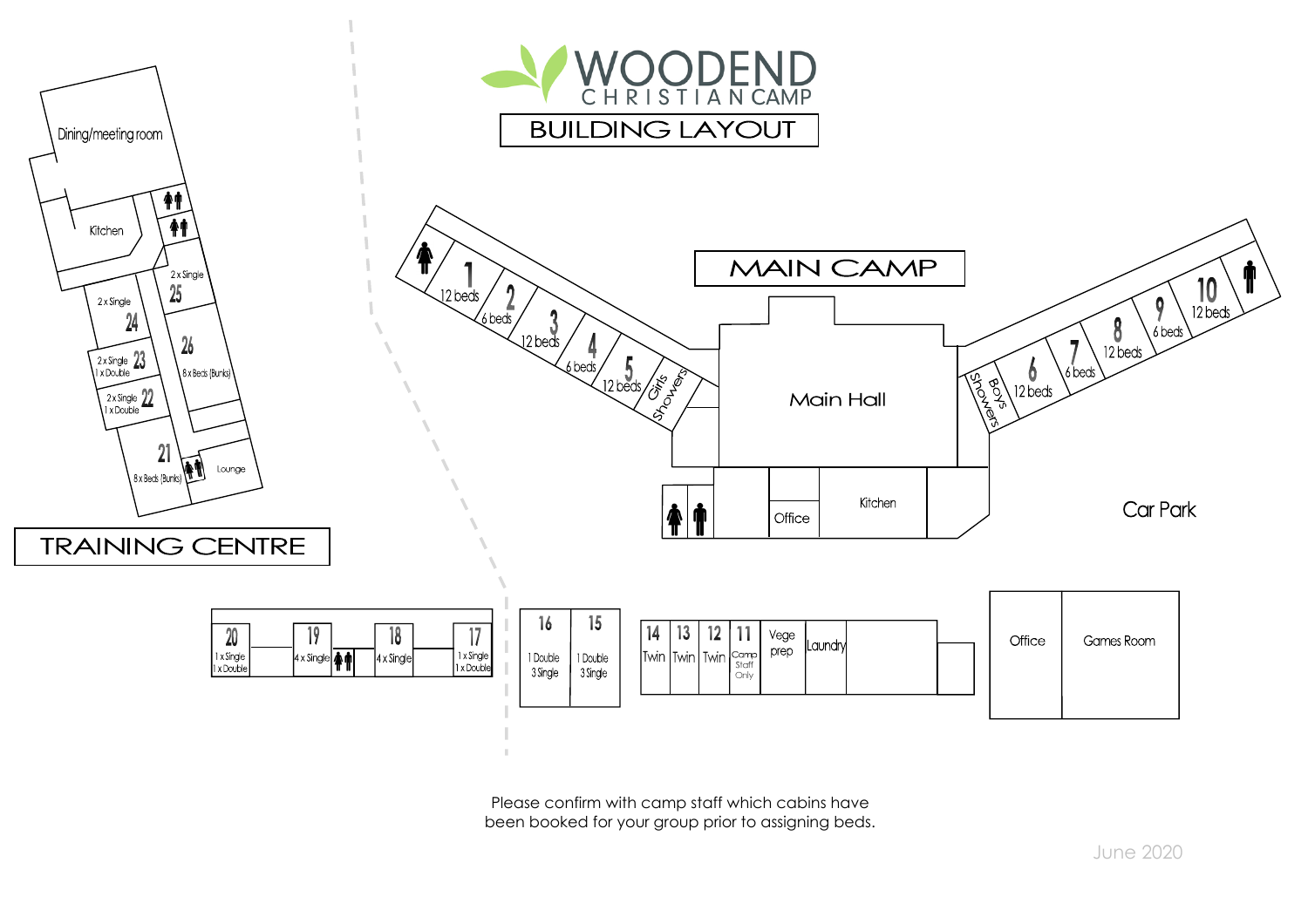# WOODEND CHRISTIAN CAMP

## BUILDING LAYOUT

### TRAINING CENTRE

- Dining/meeting room
- Kitchen
- Lounge
- 21 — 8 x Beds (Bunks)
- 22 — 2 x Single, 1 x Double
- 23 — 2 x Single, 1 x Double
- 24 — 2 x Single
- 25 — 2 x Single
- 26 — 8 x Beds (Bunks)

### MAIN CAMP

- Main Hall
- Kitchen
- Office
- Girls Showers
- Boys Showers
- 1 — 12 beds
- 2 — 6 beds
- 3 — 12 beds
- 4 — 6 beds
- 5 — 12 beds
- 6 — 12 beds
- 7 — 6 beds
- 8 — 12 beds
- 9 — 6 beds
- 10 — 12 beds

Car Park

### Other buildings

- 20 — 1 x Single, 1 x Double
- 19 — 4 x Single
- 18 — 4 x Single
- 17 — 1 x Single, 1 x Double
- 16 — 1 Double, 3 Single
- 15 — 1 Double, 3 Single
- 14 — Twin
- 13 — Twin
- 12 — Twin
- 11 — Camp Staff Only
- Vege prep
- Laundry
- Office
- Games Room

Please confirm with camp staff which cabins have been booked for your group prior to assigning beds.

June 2020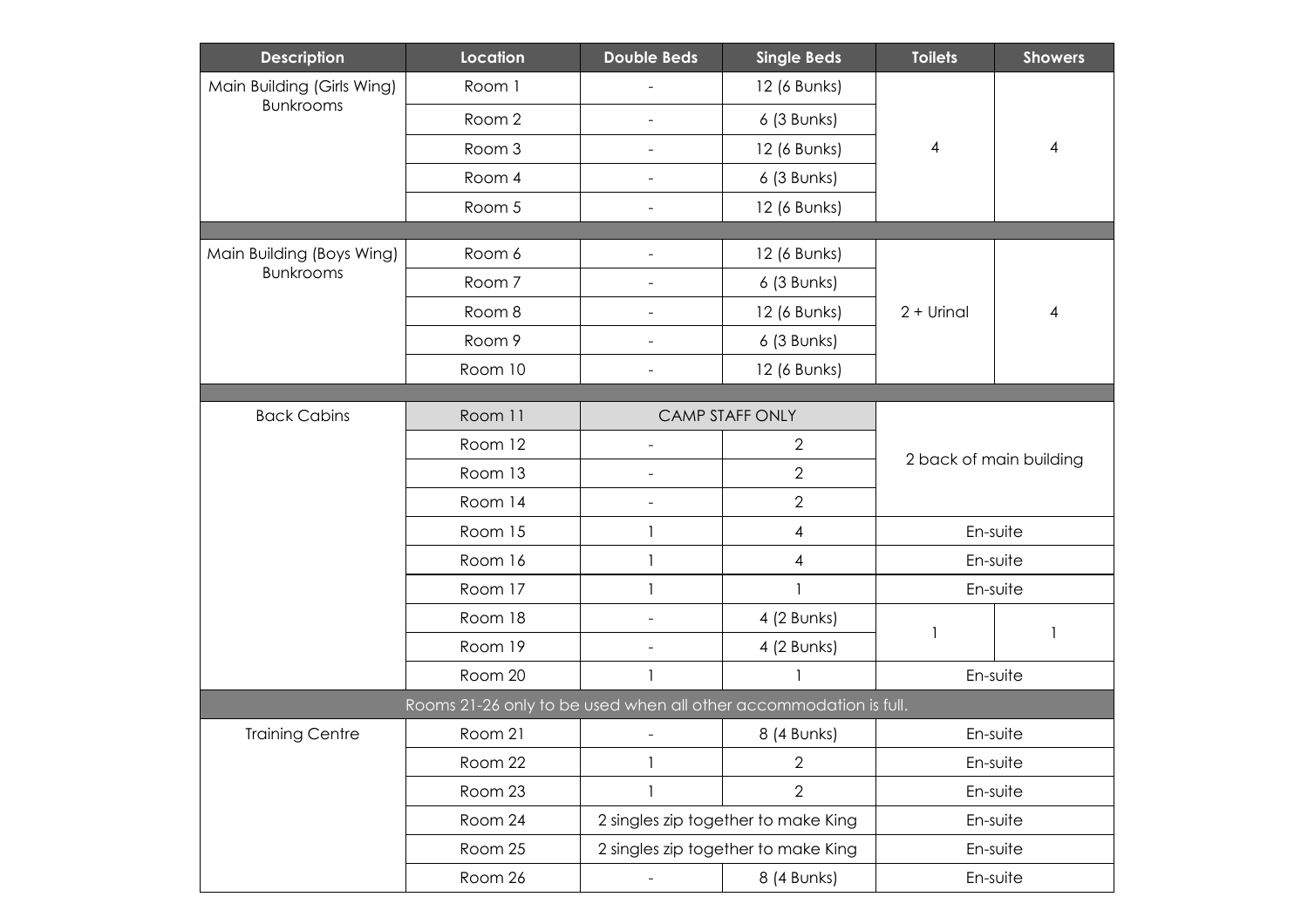| Description | Location | Double Beds | Single Beds | Toilets | Showers |
|---|---|---|---|---|---|
| Main Building (Girls Wing) Bunkrooms | Room 1 | - | 12 (6 Bunks) | 4 | 4 |
| | Room 2 | - | 6 (3 Bunks) | | |
| | Room 3 | - | 12 (6 Bunks) | | |
| | Room 4 | - | 6 (3 Bunks) | | |
| | Room 5 | - | 12 (6 Bunks) | | |
| | | | | | |
| Main Building (Boys Wing) Bunkrooms | Room 6 | - | 12 (6 Bunks) | 2 + Urinal | 4 |
| | Room 7 | - | 6 (3 Bunks) | | |
| | Room 8 | - | 12 (6 Bunks) | | |
| | Room 9 | - | 6 (3 Bunks) | | |
| | Room 10 | - | 12 (6 Bunks) | | |
| | | | | | |
| Back Cabins | Room 11 | CAMP STAFF ONLY | | 2 back of main building | |
| | Room 12 | - | 2 | | |
| | Room 13 | - | 2 | | |
| | Room 14 | - | 2 | | |
| | Room 15 | 1 | 4 | En-suite | |
| | Room 16 | 1 | 4 | En-suite | |
| | Room 17 | 1 | 1 | En-suite | |
| | Room 18 | - | 4 (2 Bunks) | 1 | 1 |
| | Room 19 | - | 4 (2 Bunks) | | |
| | Room 20 | 1 | 1 | En-suite | |
| Rooms 21-26 only to be used when all other accommodation is full. | | | | | |
| Training Centre | Room 21 | - | 8 (4 Bunks) | En-suite | |
| | Room 22 | 1 | 2 | En-suite | |
| | Room 23 | 1 | 2 | En-suite | |
| | Room 24 | 2 singles zip together to make King | | En-suite | |
| | Room 25 | 2 singles zip together to make King | | En-suite | |
| | Room 26 | - | 8 (4 Bunks) | En-suite | |